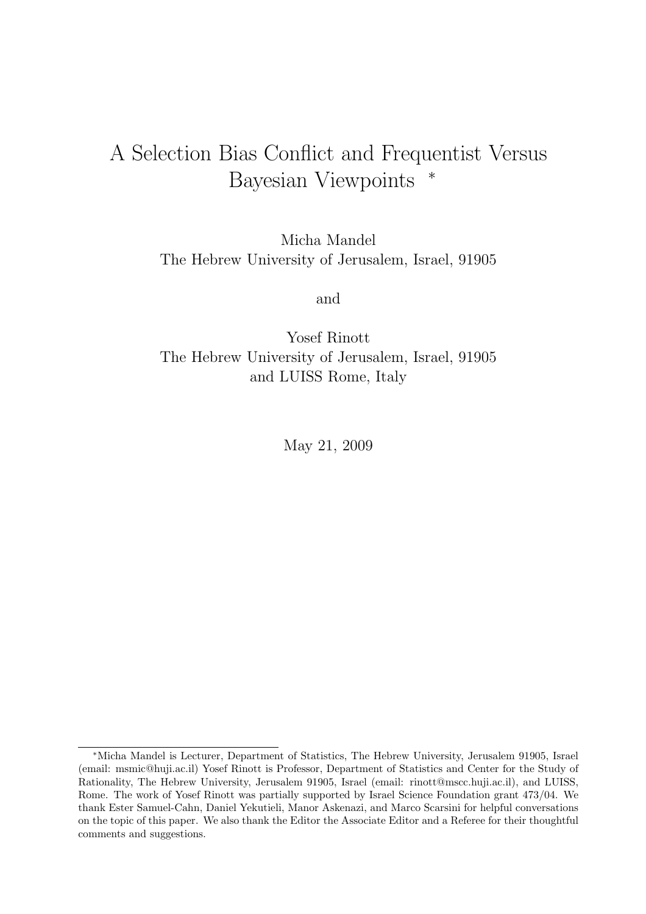# A Selection Bias Conflict and Frequentist Versus Bayesian Viewpoints [*]

Micha Mandel
The Hebrew University of Jerusalem, Israel, 91905

and

Yosef Rinott
The Hebrew University of Jerusalem, Israel, 91905
and LUISS Rome, Italy

May 21, 2009

---

[*] Micha Mandel is Lecturer, Department of Statistics, The Hebrew University, Jerusalem 91905, Israel (email: msmic@huji.ac.il) Yosef Rinott is Professor, Department of Statistics and Center for the Study of Rationality, The Hebrew University, Jerusalem 91905, Israel (email: rinott@mscc.huji.ac.il), and LUISS, Rome. The work of Yosef Rinott was partially supported by Israel Science Foundation grant 473/04. We thank Ester Samuel-Cahn, Daniel Yekutieli, Manor Askenazi, and Marco Scarsini for helpful conversations on the topic of this paper. We also thank the Editor the Associate Editor and a Referee for their thoughtful comments and suggestions.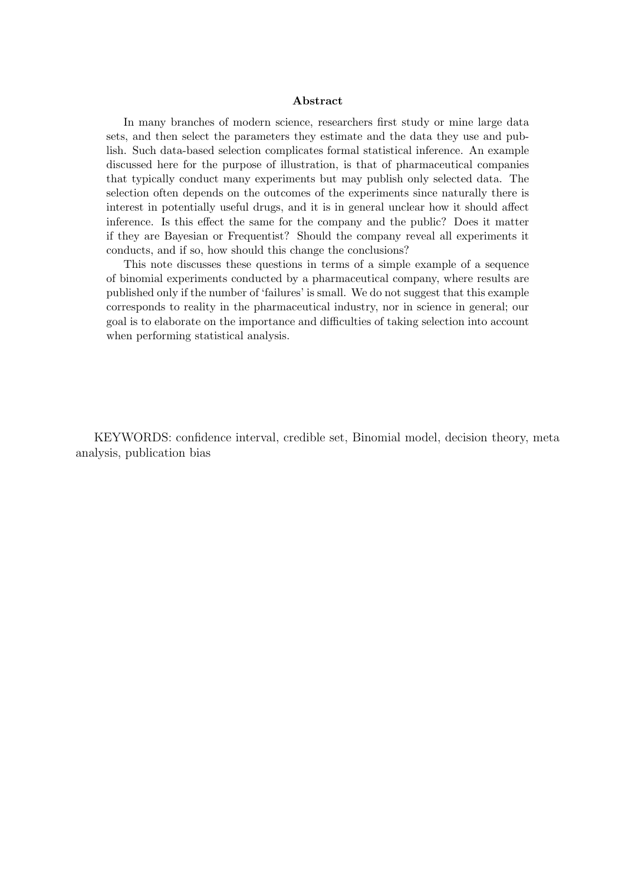## Abstract

In many branches of modern science, researchers first study or mine large data sets, and then select the parameters they estimate and the data they use and publish. Such data-based selection complicates formal statistical inference. An example discussed here for the purpose of illustration, is that of pharmaceutical companies that typically conduct many experiments but may publish only selected data. The selection often depends on the outcomes of the experiments since naturally there is interest in potentially useful drugs, and it is in general unclear how it should affect inference. Is this effect the same for the company and the public? Does it matter if they are Bayesian or Frequentist? Should the company reveal all experiments it conducts, and if so, how should this change the conclusions?

This note discusses these questions in terms of a simple example of a sequence of binomial experiments conducted by a pharmaceutical company, where results are published only if the number of 'failures' is small. We do not suggest that this example corresponds to reality in the pharmaceutical industry, nor in science in general; our goal is to elaborate on the importance and difficulties of taking selection into account when performing statistical analysis.

KEYWORDS: confidence interval, credible set, Binomial model, decision theory, meta analysis, publication bias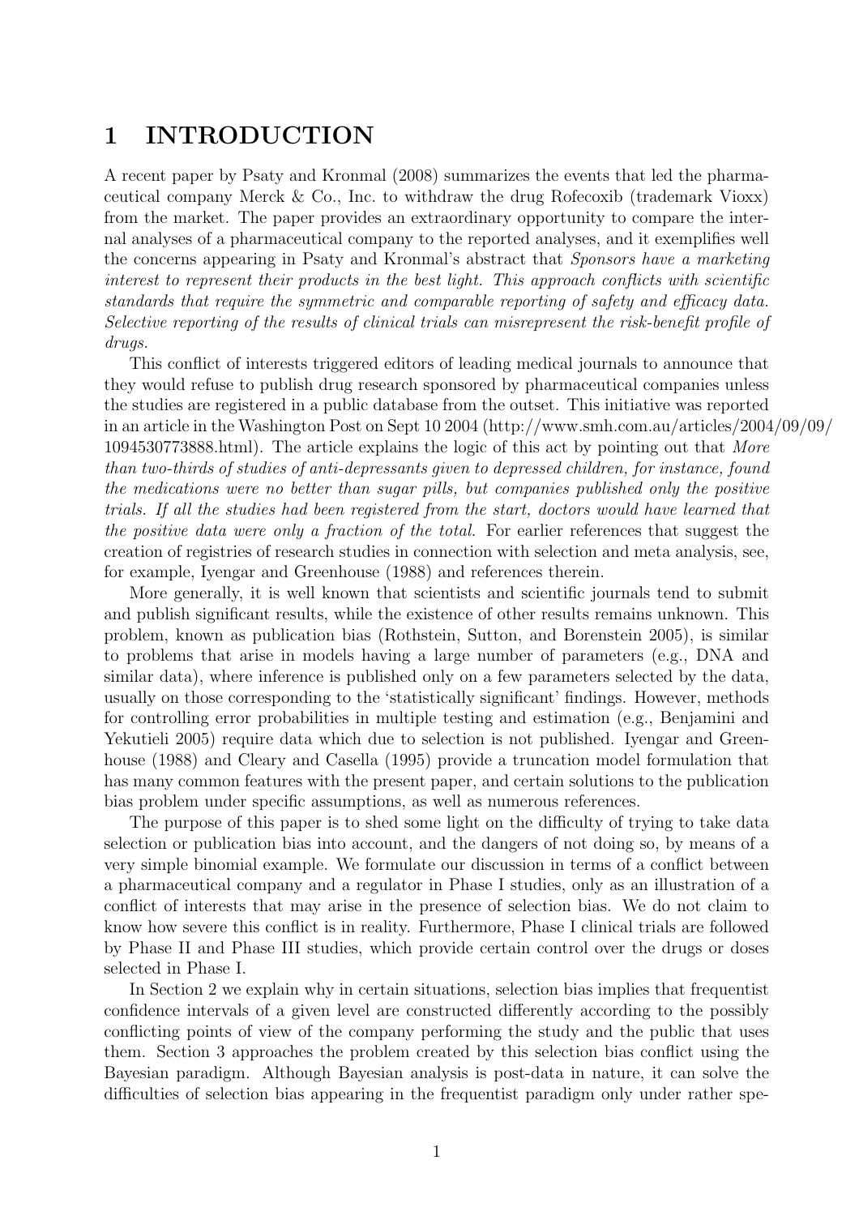# 1 INTRODUCTION

A recent paper by Psaty and Kronmal (2008) summarizes the events that led the pharmaceutical company Merck & Co., Inc. to withdraw the drug Rofecoxib (trademark Vioxx) from the market. The paper provides an extraordinary opportunity to compare the internal analyses of a pharmaceutical company to the reported analyses, and it exemplifies well the concerns appearing in Psaty and Kronmal's abstract that *Sponsors have a marketing interest to represent their products in the best light. This approach conflicts with scientific standards that require the symmetric and comparable reporting of safety and efficacy data. Selective reporting of the results of clinical trials can misrepresent the risk-benefit profile of drugs.*

This conflict of interests triggered editors of leading medical journals to announce that they would refuse to publish drug research sponsored by pharmaceutical companies unless the studies are registered in a public database from the outset. This initiative was reported in an article in the Washington Post on Sept 10 2004 (http://www.smh.com.au/articles/2004/09/09/1094530773888.html). The article explains the logic of this act by pointing out that *More than two-thirds of studies of anti-depressants given to depressed children, for instance, found the medications were no better than sugar pills, but companies published only the positive trials. If all the studies had been registered from the start, doctors would have learned that the positive data were only a fraction of the total.* For earlier references that suggest the creation of registries of research studies in connection with selection and meta analysis, see, for example, Iyengar and Greenhouse (1988) and references therein.

More generally, it is well known that scientists and scientific journals tend to submit and publish significant results, while the existence of other results remains unknown. This problem, known as publication bias (Rothstein, Sutton, and Borenstein 2005), is similar to problems that arise in models having a large number of parameters (e.g., DNA and similar data), where inference is published only on a few parameters selected by the data, usually on those corresponding to the 'statistically significant' findings. However, methods for controlling error probabilities in multiple testing and estimation (e.g., Benjamini and Yekutieli 2005) require data which due to selection is not published. Iyengar and Greenhouse (1988) and Cleary and Casella (1995) provide a truncation model formulation that has many common features with the present paper, and certain solutions to the publication bias problem under specific assumptions, as well as numerous references.

The purpose of this paper is to shed some light on the difficulty of trying to take data selection or publication bias into account, and the dangers of not doing so, by means of a very simple binomial example. We formulate our discussion in terms of a conflict between a pharmaceutical company and a regulator in Phase I studies, only as an illustration of a conflict of interests that may arise in the presence of selection bias. We do not claim to know how severe this conflict is in reality. Furthermore, Phase I clinical trials are followed by Phase II and Phase III studies, which provide certain control over the drugs or doses selected in Phase I.

In Section 2 we explain why in certain situations, selection bias implies that frequentist confidence intervals of a given level are constructed differently according to the possibly conflicting points of view of the company performing the study and the public that uses them. Section 3 approaches the problem created by this selection bias conflict using the Bayesian paradigm. Although Bayesian analysis is post-data in nature, it can solve the difficulties of selection bias appearing in the frequentist paradigm only under rather spe-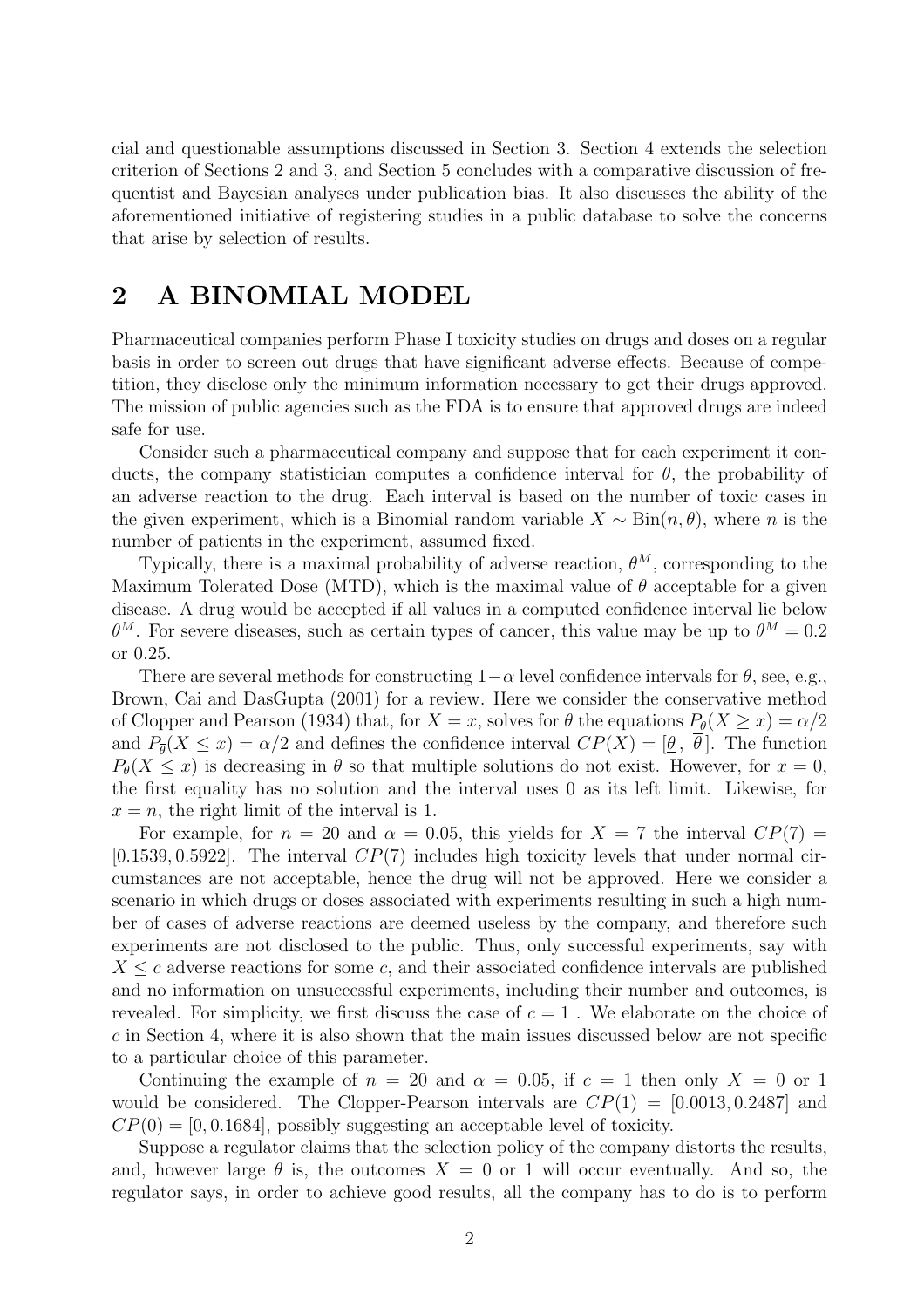cial and questionable assumptions discussed in Section 3. Section 4 extends the selection criterion of Sections 2 and 3, and Section 5 concludes with a comparative discussion of frequentist and Bayesian analyses under publication bias. It also discusses the ability of the aforementioned initiative of registering studies in a public database to solve the concerns that arise by selection of results.

## 2 A BINOMIAL MODEL

Pharmaceutical companies perform Phase I toxicity studies on drugs and doses on a regular basis in order to screen out drugs that have significant adverse effects. Because of competition, they disclose only the minimum information necessary to get their drugs approved. The mission of public agencies such as the FDA is to ensure that approved drugs are indeed safe for use.

Consider such a pharmaceutical company and suppose that for each experiment it conducts, the company statistician computes a confidence interval for $\theta$, the probability of an adverse reaction to the drug. Each interval is based on the number of toxic cases in the given experiment, which is a Binomial random variable $X \sim \text{Bin}(n, \theta)$, where $n$ is the number of patients in the experiment, assumed fixed.

Typically, there is a maximal probability of adverse reaction, $\theta^M$, corresponding to the Maximum Tolerated Dose (MTD), which is the maximal value of $\theta$ acceptable for a given disease. A drug would be accepted if all values in a computed confidence interval lie below $\theta^M$. For severe diseases, such as certain types of cancer, this value may be up to $\theta^M = 0.2$ or 0.25.

There are several methods for constructing $1-\alpha$ level confidence intervals for $\theta$, see, e.g., Brown, Cai and DasGupta (2001) for a review. Here we consider the conservative method of Clopper and Pearson (1934) that, for $X = x$, solves for $\theta$ the equations $P_{\underline{\theta}}(X \geq x) = \alpha/2$ and $P_{\overline{\theta}}(X \leq x) = \alpha/2$ and defines the confidence interval $CP(X) = [\underline{\theta}\,,\,\overline{\theta}]$. The function $P_\theta(X \leq x)$ is decreasing in $\theta$ so that multiple solutions do not exist. However, for $x = 0$, the first equality has no solution and the interval uses 0 as its left limit. Likewise, for $x = n$, the right limit of the interval is 1.

For example, for $n = 20$ and $\alpha = 0.05$, this yields for $X = 7$ the interval $CP(7) = [0.1539, 0.5922]$. The interval $CP(7)$ includes high toxicity levels that under normal circumstances are not acceptable, hence the drug will not be approved. Here we consider a scenario in which drugs or doses associated with experiments resulting in such a high number of cases of adverse reactions are deemed useless by the company, and therefore such experiments are not disclosed to the public. Thus, only successful experiments, say with $X \leq c$ adverse reactions for some $c$, and their associated confidence intervals are published and no information on unsuccessful experiments, including their number and outcomes, is revealed. For simplicity, we first discuss the case of $c = 1$ . We elaborate on the choice of $c$ in Section 4, where it is also shown that the main issues discussed below are not specific to a particular choice of this parameter.

Continuing the example of $n = 20$ and $\alpha = 0.05$, if $c = 1$ then only $X = 0$ or 1 would be considered. The Clopper-Pearson intervals are $CP(1) = [0.0013, 0.2487]$ and $CP(0) = [0, 0.1684]$, possibly suggesting an acceptable level of toxicity.

Suppose a regulator claims that the selection policy of the company distorts the results, and, however large $\theta$ is, the outcomes $X = 0$ or 1 will occur eventually. And so, the regulator says, in order to achieve good results, all the company has to do is to perform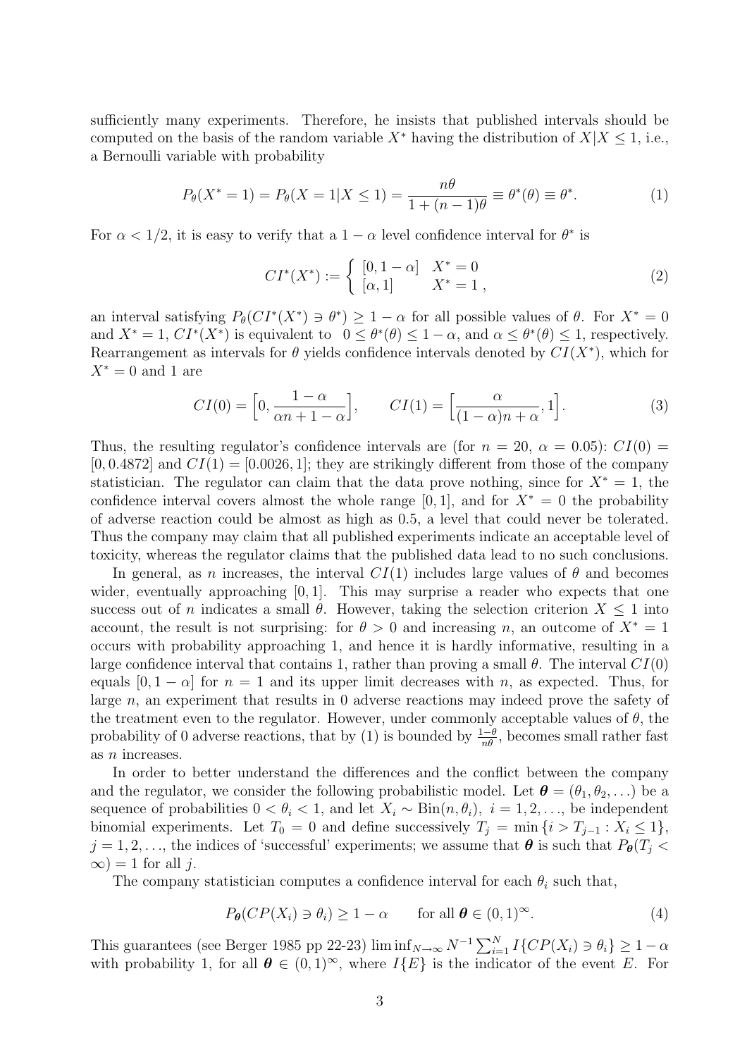sufficiently many experiments. Therefore, he insists that published intervals should be computed on the basis of the random variable $X^*$ having the distribution of $X|X \leq 1$, i.e., a Bernoulli variable with probability

$$P_\theta(X^* = 1) = P_\theta(X = 1|X \leq 1) = \frac{n\theta}{1 + (n-1)\theta} \equiv \theta^*(\theta) \equiv \theta^*. \tag{1}$$

For $\alpha < 1/2$, it is easy to verify that a $1 - \alpha$ level confidence interval for $\theta^*$ is

$$CI^*(X^*) := \begin{cases} [0, 1-\alpha] & X^* = 0 \\ [\alpha, 1] & X^* = 1 \end{cases}, \tag{2}$$

an interval satisfying $P_\theta(CI^*(X^*) \ni \theta^*) \geq 1 - \alpha$ for all possible values of $\theta$. For $X^* = 0$ and $X^* = 1$, $CI^*(X^*)$ is equivalent to $0 \leq \theta^*(\theta) \leq 1 - \alpha$, and $\alpha \leq \theta^*(\theta) \leq 1$, respectively. Rearrangement as intervals for $\theta$ yields confidence intervals denoted by $CI(X^*)$, which for $X^* = 0$ and 1 are

$$CI(0) = \Big[0, \frac{1-\alpha}{\alpha n + 1 - \alpha}\Big], \qquad CI(1) = \Big[\frac{\alpha}{(1-\alpha)n + \alpha}, 1\Big]. \tag{3}$$

Thus, the resulting regulator's confidence intervals are (for $n = 20$, $\alpha = 0.05$): $CI(0) = [0, 0.4872]$ and $CI(1) = [0.0026, 1]$; they are strikingly different from those of the company statistician. The regulator can claim that the data prove nothing, since for $X^* = 1$, the confidence interval covers almost the whole range $[0, 1]$, and for $X^* = 0$ the probability of adverse reaction could be almost as high as 0.5, a level that could never be tolerated. Thus the company may claim that all published experiments indicate an acceptable level of toxicity, whereas the regulator claims that the published data lead to no such conclusions.

In general, as $n$ increases, the interval $CI(1)$ includes large values of $\theta$ and becomes wider, eventually approaching $[0, 1]$. This may surprise a reader who expects that one success out of $n$ indicates a small $\theta$. However, taking the selection criterion $X \leq 1$ into account, the result is not surprising: for $\theta > 0$ and increasing $n$, an outcome of $X^* = 1$ occurs with probability approaching 1, and hence it is hardly informative, resulting in a large confidence interval that contains 1, rather than proving a small $\theta$. The interval $CI(0)$ equals $[0, 1-\alpha]$ for $n = 1$ and its upper limit decreases with $n$, as expected. Thus, for large $n$, an experiment that results in 0 adverse reactions may indeed prove the safety of the treatment even to the regulator. However, under commonly acceptable values of $\theta$, the probability of 0 adverse reactions, that by (1) is bounded by $\frac{1-\theta}{n\theta}$, becomes small rather fast as $n$ increases.

In order to better understand the differences and the conflict between the company and the regulator, we consider the following probabilistic model. Let $\boldsymbol{\theta} = (\theta_1, \theta_2, \dots)$ be a sequence of probabilities $0 < \theta_i < 1$, and let $X_i \sim \text{Bin}(n, \theta_i)$, $i = 1, 2, \dots$, be independent binomial experiments. Let $T_0 = 0$ and define successively $T_j = \min\{i > T_{j-1} : X_i \leq 1\}$, $j = 1, 2, \dots$, the indices of 'successful' experiments; we assume that $\boldsymbol{\theta}$ is such that $P_{\boldsymbol{\theta}}(T_j < \infty) = 1$ for all $j$.

The company statistician computes a confidence interval for each $\theta_i$ such that,

$$P_{\boldsymbol{\theta}}(CP(X_i) \ni \theta_i) \geq 1 - \alpha \qquad \text{for all } \boldsymbol{\theta} \in (0,1)^\infty. \tag{4}$$

This guarantees (see Berger 1985 pp 22-23) $\liminf_{N\to\infty} N^{-1} \sum_{i=1}^N I\{CP(X_i) \ni \theta_i\} \geq 1 - \alpha$ with probability 1, for all $\boldsymbol{\theta} \in (0,1)^\infty$, where $I\{E\}$ is the indicator of the event $E$. For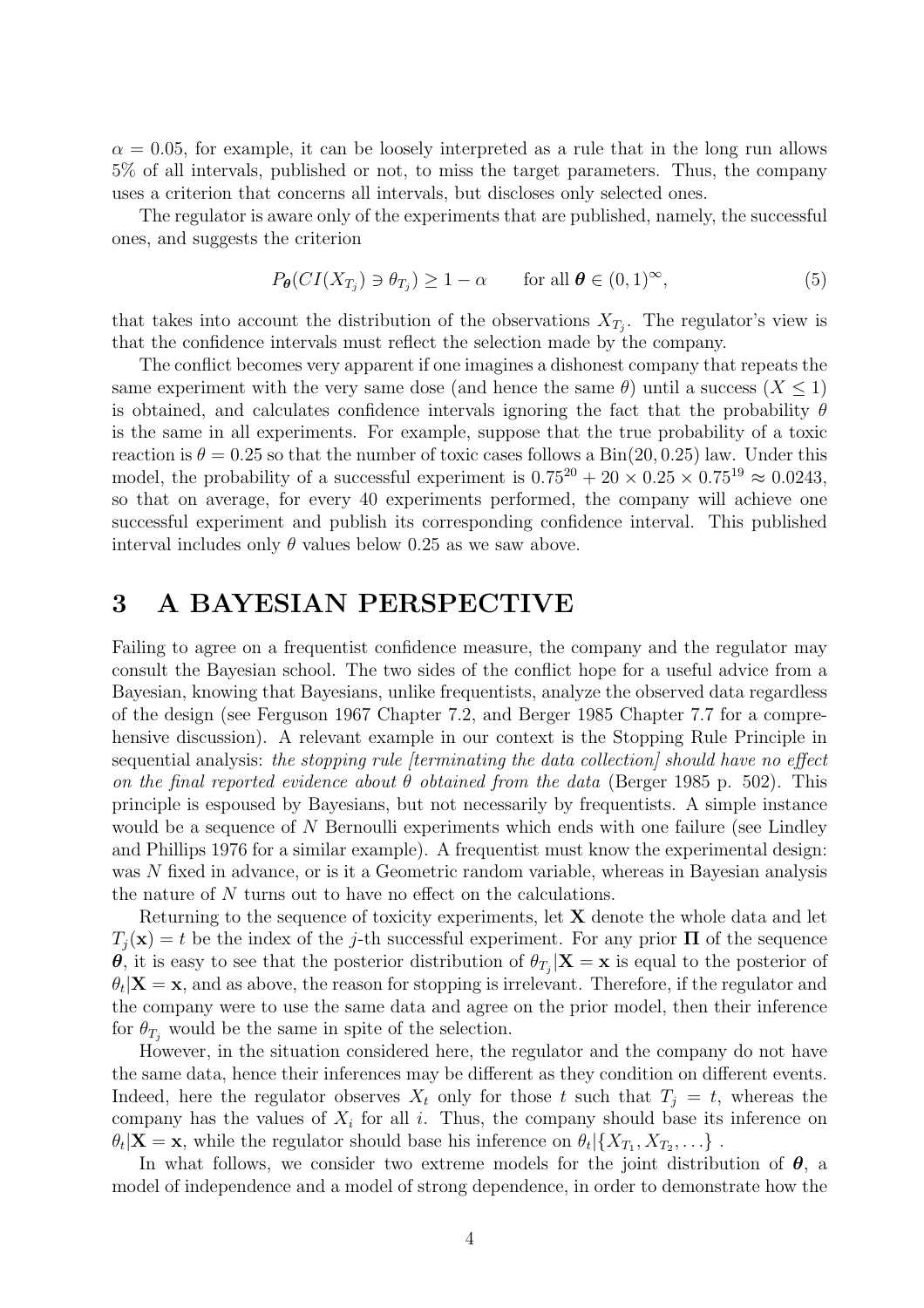$\alpha = 0.05$, for example, it can be loosely interpreted as a rule that in the long run allows 5% of all intervals, published or not, to miss the target parameters. Thus, the company uses a criterion that concerns all intervals, but discloses only selected ones.

The regulator is aware only of the experiments that are published, namely, the successful ones, and suggests the criterion

$$P_{\boldsymbol{\theta}}(CI(X_{T_j}) \ni \theta_{T_j}) \geq 1 - \alpha \qquad \text{for all } \boldsymbol{\theta} \in (0,1)^{\infty}, \tag{5}$$

that takes into account the distribution of the observations $X_{T_j}$. The regulator's view is that the confidence intervals must reflect the selection made by the company.

The conflict becomes very apparent if one imagines a dishonest company that repeats the same experiment with the very same dose (and hence the same $\theta$) until a success ($X \leq 1$) is obtained, and calculates confidence intervals ignoring the fact that the probability $\theta$ is the same in all experiments. For example, suppose that the true probability of a toxic reaction is $\theta = 0.25$ so that the number of toxic cases follows a $\text{Bin}(20, 0.25)$ law. Under this model, the probability of a successful experiment is $0.75^{20} + 20 \times 0.25 \times 0.75^{19} \approx 0.0243$, so that on average, for every 40 experiments performed, the company will achieve one successful experiment and publish its corresponding confidence interval. This published interval includes only $\theta$ values below 0.25 as we saw above.

# 3 A BAYESIAN PERSPECTIVE

Failing to agree on a frequentist confidence measure, the company and the regulator may consult the Bayesian school. The two sides of the conflict hope for a useful advice from a Bayesian, knowing that Bayesians, unlike frequentists, analyze the observed data regardless of the design (see Ferguson 1967 Chapter 7.2, and Berger 1985 Chapter 7.7 for a comprehensive discussion). A relevant example in our context is the Stopping Rule Principle in sequential analysis: *the stopping rule [terminating the data collection] should have no effect on the final reported evidence about $\theta$ obtained from the data* (Berger 1985 p. 502). This principle is espoused by Bayesians, but not necessarily by frequentists. A simple instance would be a sequence of $N$ Bernoulli experiments which ends with one failure (see Lindley and Phillips 1976 for a similar example). A frequentist must know the experimental design: was $N$ fixed in advance, or is it a Geometric random variable, whereas in Bayesian analysis the nature of $N$ turns out to have no effect on the calculations.

Returning to the sequence of toxicity experiments, let $\mathbf{X}$ denote the whole data and let $T_j(\mathbf{x}) = t$ be the index of the $j$-th successful experiment. For any prior $\boldsymbol{\Pi}$ of the sequence $\boldsymbol{\theta}$, it is easy to see that the posterior distribution of $\theta_{T_j}|\mathbf{X} = \mathbf{x}$ is equal to the posterior of $\theta_t|\mathbf{X} = \mathbf{x}$, and as above, the reason for stopping is irrelevant. Therefore, if the regulator and the company were to use the same data and agree on the prior model, then their inference for $\theta_{T_j}$ would be the same in spite of the selection.

However, in the situation considered here, the regulator and the company do not have the same data, hence their inferences may be different as they condition on different events. Indeed, here the regulator observes $X_t$ only for those $t$ such that $T_j = t$, whereas the company has the values of $X_i$ for all $i$. Thus, the company should base its inference on $\theta_t|\mathbf{X} = \mathbf{x}$, while the regulator should base his inference on $\theta_t|\{X_{T_1}, X_{T_2}, \ldots\}$ .

In what follows, we consider two extreme models for the joint distribution of $\boldsymbol{\theta}$, a model of independence and a model of strong dependence, in order to demonstrate how the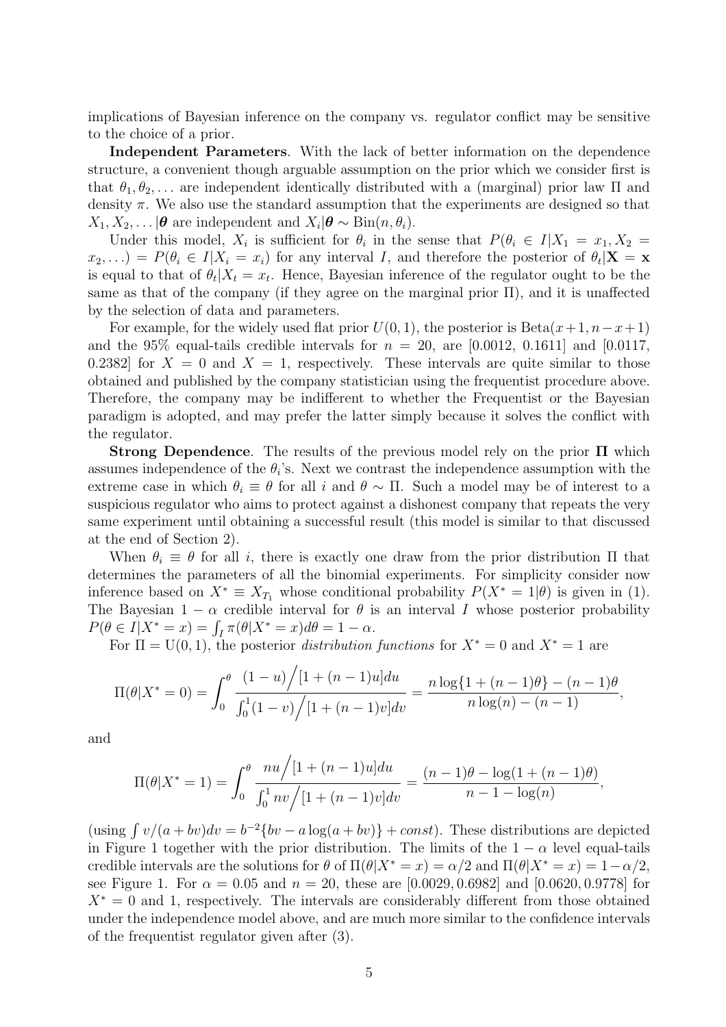implications of Bayesian inference on the company vs. regulator conflict may be sensitive to the choice of a prior.

**Independent Parameters**. With the lack of better information on the dependence structure, a convenient though arguable assumption on the prior which we consider first is that $\theta_1, \theta_2, \ldots$ are independent identically distributed with a (marginal) prior law $\Pi$ and density $\pi$. We also use the standard assumption that the experiments are designed so that $X_1, X_2, \ldots |\boldsymbol{\theta}$ are independent and $X_i|\boldsymbol{\theta} \sim \text{Bin}(n, \theta_i)$.

Under this model, $X_i$ is sufficient for $\theta_i$ in the sense that $P(\theta_i \in I | X_1 = x_1, X_2 = x_2, \ldots) = P(\theta_i \in I | X_i = x_i)$ for any interval $I$, and therefore the posterior of $\theta_t | \mathbf{X} = \mathbf{x}$ is equal to that of $\theta_t | X_t = x_t$. Hence, Bayesian inference of the regulator ought to be the same as that of the company (if they agree on the marginal prior $\Pi$), and it is unaffected by the selection of data and parameters.

For example, for the widely used flat prior $U(0,1)$, the posterior is $\text{Beta}(x+1, n-x+1)$ and the 95% equal-tails credible intervals for $n = 20$, are [0.0012, 0.1611] and [0.0117, 0.2382] for $X = 0$ and $X = 1$, respectively. These intervals are quite similar to those obtained and published by the company statistician using the frequentist procedure above. Therefore, the company may be indifferent to whether the Frequentist or the Bayesian paradigm is adopted, and may prefer the latter simply because it solves the conflict with the regulator.

**Strong Dependence**. The results of the previous model rely on the prior $\mathbf{\Pi}$ which assumes independence of the $\theta_i$'s. Next we contrast the independence assumption with the extreme case in which $\theta_i \equiv \theta$ for all $i$ and $\theta \sim \Pi$. Such a model may be of interest to a suspicious regulator who aims to protect against a dishonest company that repeats the very same experiment until obtaining a successful result (this model is similar to that discussed at the end of Section 2).

When $\theta_i \equiv \theta$ for all $i$, there is exactly one draw from the prior distribution $\Pi$ that determines the parameters of all the binomial experiments. For simplicity consider now inference based on $X^* \equiv X_{T_1}$ whose conditional probability $P(X^* = 1|\theta)$ is given in (1). The Bayesian $1 - \alpha$ credible interval for $\theta$ is an interval $I$ whose posterior probability $P(\theta \in I | X^* = x) = \int_I \pi(\theta | X^* = x) d\theta = 1 - \alpha$.

For $\Pi = \text{U}(0,1)$, the posterior *distribution functions* for $X^* = 0$ and $X^* = 1$ are

$$\Pi(\theta | X^* = 0) = \int_0^\theta \frac{(1-u)\Big/[1+(n-1)u]du}{\int_0^1 (1-v)\Big/[1+(n-1)v]dv} = \frac{n\log\{1+(n-1)\theta\} - (n-1)\theta}{n\log(n) - (n-1)},$$

and

$$\Pi(\theta | X^* = 1) = \int_0^\theta \frac{nu\Big/[1+(n-1)u]du}{\int_0^1 nv\Big/[1+(n-1)v]dv} = \frac{(n-1)\theta - \log(1+(n-1)\theta)}{n-1-\log(n)},$$

(using $\int v/(a+bv)dv = b^{-2}\{bv - a\log(a+bv)\} + const$). These distributions are depicted in Figure 1 together with the prior distribution. The limits of the $1-\alpha$ level equal-tails credible intervals are the solutions for $\theta$ of $\Pi(\theta | X^* = x) = \alpha/2$ and $\Pi(\theta | X^* = x) = 1 - \alpha/2$, see Figure 1. For $\alpha = 0.05$ and $n = 20$, these are [0.0029, 0.6982] and [0.0620, 0.9778] for $X^* = 0$ and 1, respectively. The intervals are considerably different from those obtained under the independence model above, and are much more similar to the confidence intervals of the frequentist regulator given after (3).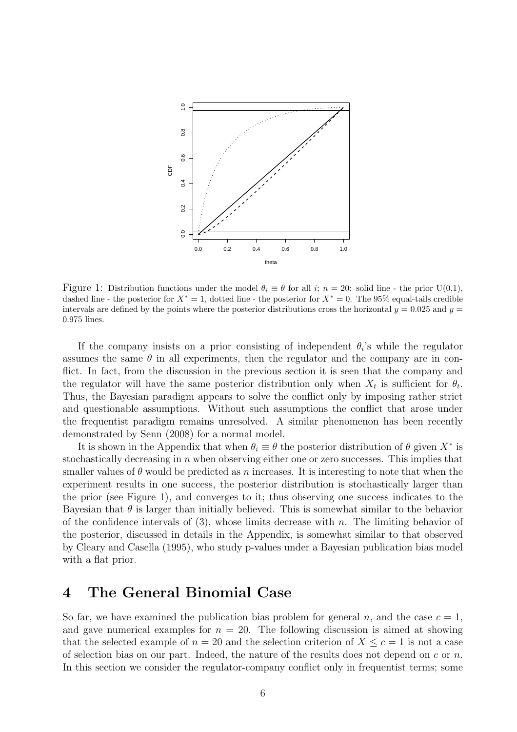Figure 1: Distribution functions under the model $\theta_i \equiv \theta$ for all $i$; $n = 20$: solid line - the prior U(0,1), dashed line - the posterior for $X^* = 1$, dotted line - the posterior for $X^* = 0$. The 95% equal-tails credible intervals are defined by the points where the posterior distributions cross the horizontal $y = 0.025$ and $y = 0.975$ lines.

If the company insists on a prior consisting of independent $\theta_i$'s while the regulator assumes the same $\theta$ in all experiments, then the regulator and the company are in conflict. In fact, from the discussion in the previous section it is seen that the company and the regulator will have the same posterior distribution only when $X_t$ is sufficient for $\theta_t$. Thus, the Bayesian paradigm appears to solve the conflict only by imposing rather strict and questionable assumptions. Without such assumptions the conflict that arose under the frequentist paradigm remains unresolved. A similar phenomenon has been recently demonstrated by Senn (2008) for a normal model.

It is shown in the Appendix that when $\theta_i \equiv \theta$ the posterior distribution of $\theta$ given $X^*$ is stochastically decreasing in $n$ when observing either one or zero successes. This implies that smaller values of $\theta$ would be predicted as $n$ increases. It is interesting to note that when the experiment results in one success, the posterior distribution is stochastically larger than the prior (see Figure 1), and converges to it; thus observing one success indicates to the Bayesian that $\theta$ is larger than initially believed. This is somewhat similar to the behavior of the confidence intervals of (3), whose limits decrease with $n$. The limiting behavior of the posterior, discussed in details in the Appendix, is somewhat similar to that observed by Cleary and Casella (1995), who study p-values under a Bayesian publication bias model with a flat prior.

# 4 The General Binomial Case

So far, we have examined the publication bias problem for general $n$, and the case $c = 1$, and gave numerical examples for $n = 20$. The following discussion is aimed at showing that the selected example of $n = 20$ and the selection criterion of $X \leq c = 1$ is not a case of selection bias on our part. Indeed, the nature of the results does not depend on $c$ or $n$. In this section we consider the regulator-company conflict only in frequentist terms; some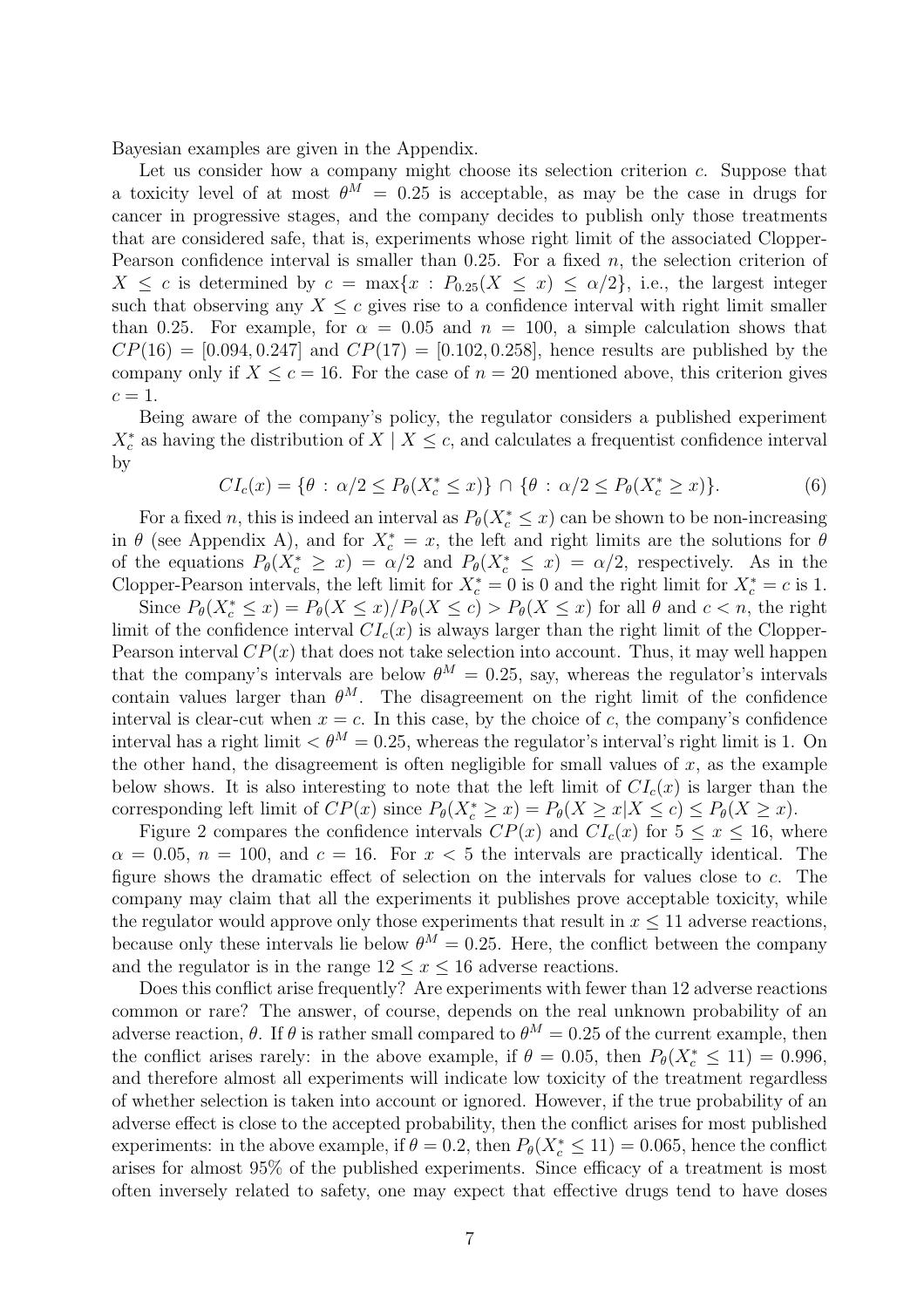Bayesian examples are given in the Appendix.

Let us consider how a company might choose its selection criterion $c$. Suppose that a toxicity level of at most $\theta^M = 0.25$ is acceptable, as may be the case in drugs for cancer in progressive stages, and the company decides to publish only those treatments that are considered safe, that is, experiments whose right limit of the associated Clopper-Pearson confidence interval is smaller than 0.25. For a fixed $n$, the selection criterion of $X \leq c$ is determined by $c = \max\{x : P_{0.25}(X \leq x) \leq \alpha/2\}$, i.e., the largest integer such that observing any $X \leq c$ gives rise to a confidence interval with right limit smaller than 0.25. For example, for $\alpha = 0.05$ and $n = 100$, a simple calculation shows that $CP(16) = [0.094, 0.247]$ and $CP(17) = [0.102, 0.258]$, hence results are published by the company only if $X \leq c = 16$. For the case of $n = 20$ mentioned above, this criterion gives $c = 1$.

Being aware of the company's policy, the regulator considers a published experiment $X_c^*$ as having the distribution of $X \mid X \leq c$, and calculates a frequentist confidence interval by

$$CI_c(x) = \{\theta : \alpha/2 \leq P_\theta(X_c^* \leq x)\} \cap \{\theta : \alpha/2 \leq P_\theta(X_c^* \geq x)\}. \tag{6}$$

For a fixed $n$, this is indeed an interval as $P_\theta(X_c^* \leq x)$ can be shown to be non-increasing in $\theta$ (see Appendix A), and for $X_c^* = x$, the left and right limits are the solutions for $\theta$ of the equations $P_\theta(X_c^* \geq x) = \alpha/2$ and $P_\theta(X_c^* \leq x) = \alpha/2$, respectively. As in the Clopper-Pearson intervals, the left limit for $X_c^* = 0$ is 0 and the right limit for $X_c^* = c$ is 1.

Since $P_\theta(X_c^* \leq x) = P_\theta(X \leq x)/P_\theta(X \leq c) > P_\theta(X \leq x)$ for all $\theta$ and $c < n$, the right limit of the confidence interval $CI_c(x)$ is always larger than the right limit of the Clopper-Pearson interval $CP(x)$ that does not take selection into account. Thus, it may well happen that the company's intervals are below $\theta^M = 0.25$, say, whereas the regulator's intervals contain values larger than $\theta^M$. The disagreement on the right limit of the confidence interval is clear-cut when $x = c$. In this case, by the choice of $c$, the company's confidence interval has a right limit $< \theta^M = 0.25$, whereas the regulator's interval's right limit is 1. On the other hand, the disagreement is often negligible for small values of $x$, as the example below shows. It is also interesting to note that the left limit of $CI_c(x)$ is larger than the corresponding left limit of $CP(x)$ since $P_\theta(X_c^* \geq x) = P_\theta(X \geq x | X \leq c) \leq P_\theta(X \geq x)$.

Figure 2 compares the confidence intervals $CP(x)$ and $CI_c(x)$ for $5 \leq x \leq 16$, where $\alpha = 0.05$, $n = 100$, and $c = 16$. For $x < 5$ the intervals are practically identical. The figure shows the dramatic effect of selection on the intervals for values close to $c$. The company may claim that all the experiments it publishes prove acceptable toxicity, while the regulator would approve only those experiments that result in $x \leq 11$ adverse reactions, because only these intervals lie below $\theta^M = 0.25$. Here, the conflict between the company and the regulator is in the range $12 \leq x \leq 16$ adverse reactions.

Does this conflict arise frequently? Are experiments with fewer than 12 adverse reactions common or rare? The answer, of course, depends on the real unknown probability of an adverse reaction, $\theta$. If $\theta$ is rather small compared to $\theta^M = 0.25$ of the current example, then the conflict arises rarely: in the above example, if $\theta = 0.05$, then $P_\theta(X_c^* \leq 11) = 0.996$, and therefore almost all experiments will indicate low toxicity of the treatment regardless of whether selection is taken into account or ignored. However, if the true probability of an adverse effect is close to the accepted probability, then the conflict arises for most published experiments: in the above example, if $\theta = 0.2$, then $P_\theta(X_c^* \leq 11) = 0.065$, hence the conflict arises for almost 95% of the published experiments. Since efficacy of a treatment is most often inversely related to safety, one may expect that effective drugs tend to have doses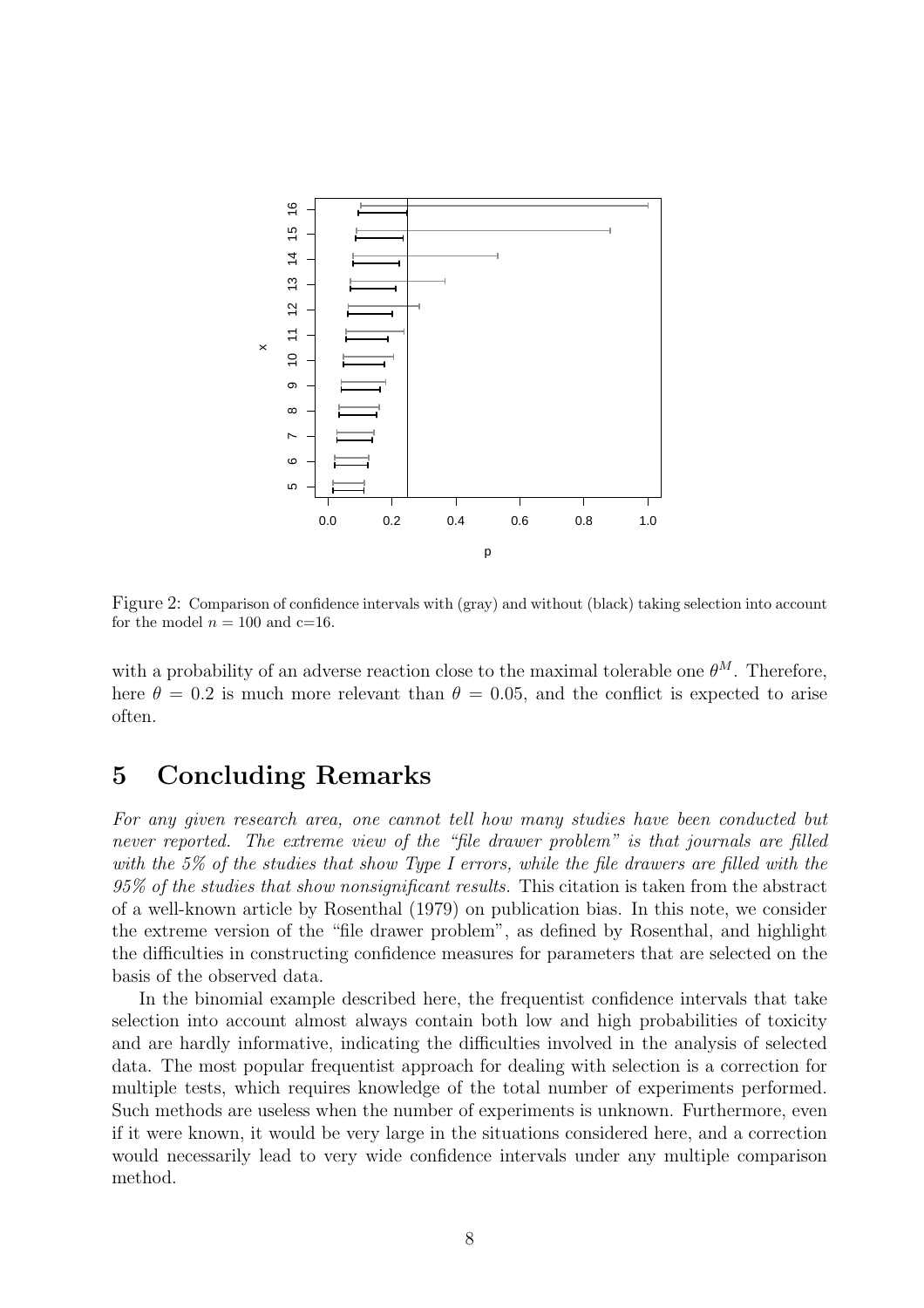Figure 2: Comparison of confidence intervals with (gray) and without (black) taking selection into account for the model $n = 100$ and c=16.

with a probability of an adverse reaction close to the maximal tolerable one $\theta^M$. Therefore, here $\theta = 0.2$ is much more relevant than $\theta = 0.05$, and the conflict is expected to arise often.

# 5 Concluding Remarks

*For any given research area, one cannot tell how many studies have been conducted but never reported. The extreme view of the "file drawer problem" is that journals are filled with the 5% of the studies that show Type I errors, while the file drawers are filled with the 95% of the studies that show nonsignificant results.* This citation is taken from the abstract of a well-known article by Rosenthal (1979) on publication bias. In this note, we consider the extreme version of the "file drawer problem", as defined by Rosenthal, and highlight the difficulties in constructing confidence measures for parameters that are selected on the basis of the observed data.

In the binomial example described here, the frequentist confidence intervals that take selection into account almost always contain both low and high probabilities of toxicity and are hardly informative, indicating the difficulties involved in the analysis of selected data. The most popular frequentist approach for dealing with selection is a correction for multiple tests, which requires knowledge of the total number of experiments performed. Such methods are useless when the number of experiments is unknown. Furthermore, even if it were known, it would be very large in the situations considered here, and a correction would necessarily lead to very wide confidence intervals under any multiple comparison method.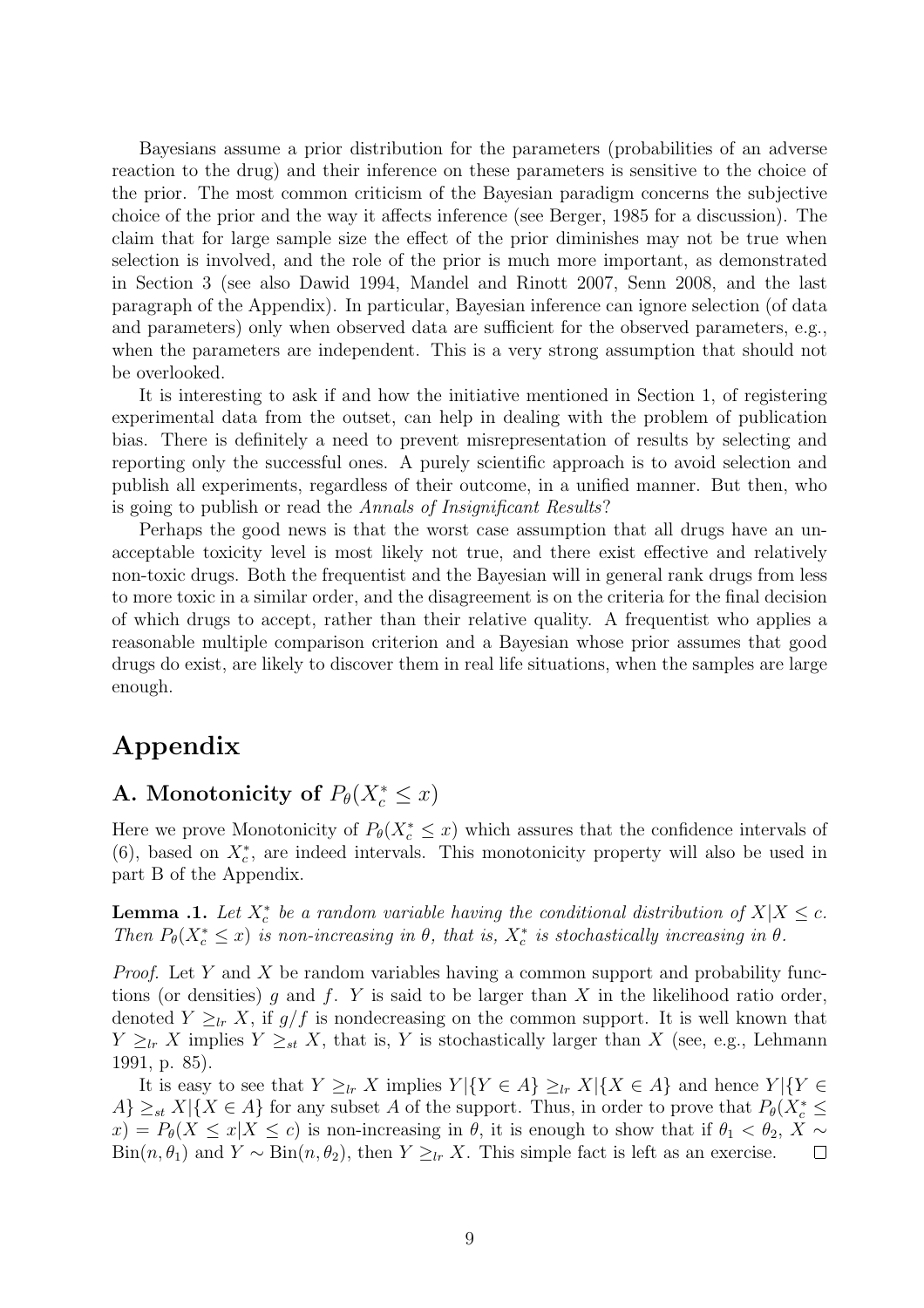Bayesians assume a prior distribution for the parameters (probabilities of an adverse reaction to the drug) and their inference on these parameters is sensitive to the choice of the prior. The most common criticism of the Bayesian paradigm concerns the subjective choice of the prior and the way it affects inference (see Berger, 1985 for a discussion). The claim that for large sample size the effect of the prior diminishes may not be true when selection is involved, and the role of the prior is much more important, as demonstrated in Section 3 (see also Dawid 1994, Mandel and Rinott 2007, Senn 2008, and the last paragraph of the Appendix). In particular, Bayesian inference can ignore selection (of data and parameters) only when observed data are sufficient for the observed parameters, e.g., when the parameters are independent. This is a very strong assumption that should not be overlooked.

It is interesting to ask if and how the initiative mentioned in Section 1, of registering experimental data from the outset, can help in dealing with the problem of publication bias. There is definitely a need to prevent misrepresentation of results by selecting and reporting only the successful ones. A purely scientific approach is to avoid selection and publish all experiments, regardless of their outcome, in a unified manner. But then, who is going to publish or read the *Annals of Insignificant Results*?

Perhaps the good news is that the worst case assumption that all drugs have an unacceptable toxicity level is most likely not true, and there exist effective and relatively non-toxic drugs. Both the frequentist and the Bayesian will in general rank drugs from less to more toxic in a similar order, and the disagreement is on the criteria for the final decision of which drugs to accept, rather than their relative quality. A frequentist who applies a reasonable multiple comparison criterion and a Bayesian whose prior assumes that good drugs do exist, are likely to discover them in real life situations, when the samples are large enough.

# Appendix

## A. Monotonicity of $P_\theta(X_c^* \leq x)$

Here we prove Monotonicity of $P_\theta(X_c^* \leq x)$ which assures that the confidence intervals of (6), based on $X_c^*$, are indeed intervals. This monotonicity property will also be used in part B of the Appendix.

**Lemma .1.** *Let $X_c^*$ be a random variable having the conditional distribution of $X|X \leq c$. Then $P_\theta(X_c^* \leq x)$ is non-increasing in $\theta$, that is, $X_c^*$ is stochastically increasing in $\theta$.*

*Proof.* Let $Y$ and $X$ be random variables having a common support and probability functions (or densities) $g$ and $f$. $Y$ is said to be larger than $X$ in the likelihood ratio order, denoted $Y \geq_{lr} X$, if $g/f$ is nondecreasing on the common support. It is well known that $Y \geq_{lr} X$ implies $Y \geq_{st} X$, that is, $Y$ is stochastically larger than $X$ (see, e.g., Lehmann 1991, p. 85).

It is easy to see that $Y \geq_{lr} X$ implies $Y|\{Y \in A\} \geq_{lr} X|\{X \in A\}$ and hence $Y|\{Y \in A\} \geq_{st} X|\{X \in A\}$ for any subset $A$ of the support. Thus, in order to prove that $P_\theta(X_c^* \leq x) = P_\theta(X \leq x|X \leq c)$ is non-increasing in $\theta$, it is enough to show that if $\theta_1 < \theta_2$, $X \sim \text{Bin}(n, \theta_1)$ and $Y \sim \text{Bin}(n, \theta_2)$, then $Y \geq_{lr} X$. This simple fact is left as an exercise. $\square$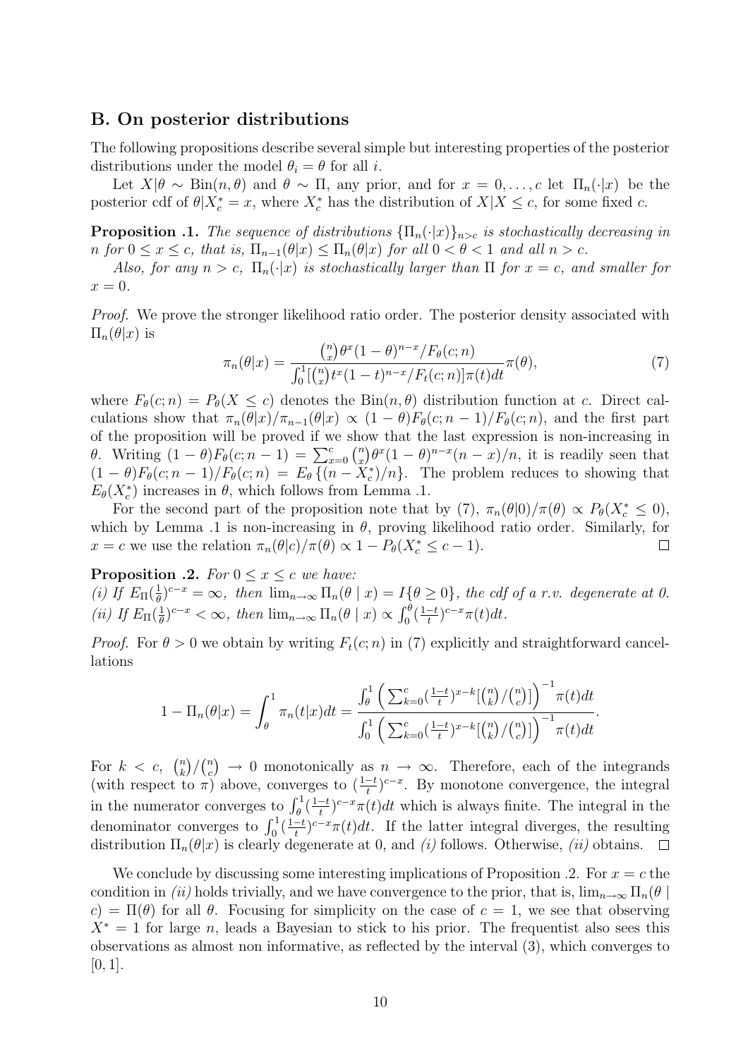## B. On posterior distributions

The following propositions describe several simple but interesting properties of the posterior distributions under the model $\theta_i = \theta$ for all $i$.

Let $X|\theta \sim \text{Bin}(n, \theta)$ and $\theta \sim \Pi$, any prior, and for $x = 0, \ldots, c$ let $\Pi_n(\cdot|x)$ be the posterior cdf of $\theta|X_c^* = x$, where $X_c^*$ has the distribution of $X|X \leq c$, for some fixed $c$.

**Proposition .1.** *The sequence of distributions $\{\Pi_n(\cdot|x)\}_{n>c}$ is stochastically decreasing in $n$ for $0 \leq x \leq c$, that is, $\Pi_{n-1}(\theta|x) \leq \Pi_n(\theta|x)$ for all $0 < \theta < 1$ and all $n > c$.*

*Also, for any $n > c$, $\Pi_n(\cdot|x)$ is stochastically larger than $\Pi$ for $x = c$, and smaller for $x = 0$.*

*Proof.* We prove the stronger likelihood ratio order. The posterior density associated with $\Pi_n(\theta|x)$ is

$$\pi_n(\theta|x) = \frac{\binom{n}{x}\theta^x(1-\theta)^{n-x}/F_\theta(c;n)}{\int_0^1[\binom{n}{x}t^x(1-t)^{n-x}/F_t(c;n)]\pi(t)dt}\pi(\theta), \tag{7}$$

where $F_\theta(c;n) = P_\theta(X \leq c)$ denotes the $\text{Bin}(n, \theta)$ distribution function at $c$. Direct calculations show that $\pi_n(\theta|x)/\pi_{n-1}(\theta|x) \propto (1-\theta)F_\theta(c;n-1)/F_\theta(c;n)$, and the first part of the proposition will be proved if we show that the last expression is non-increasing in $\theta$. Writing $(1-\theta)F_\theta(c;n-1) = \sum_{x=0}^{c}\binom{n}{x}\theta^x(1-\theta)^{n-x}(n-x)/n$, it is readily seen that $(1-\theta)F_\theta(c;n-1)/F_\theta(c;n) = E_\theta\{(n - X_c^*)/n\}$. The problem reduces to showing that $E_\theta(X_c^*)$ increases in $\theta$, which follows from Lemma .1.

For the second part of the proposition note that by (7), $\pi_n(\theta|0)/\pi(\theta) \propto P_\theta(X_c^* \leq 0)$, which by Lemma .1 is non-increasing in $\theta$, proving likelihood ratio order. Similarly, for $x = c$ we use the relation $\pi_n(\theta|c)/\pi(\theta) \propto 1 - P_\theta(X_c^* \leq c-1)$. $\square$

**Proposition .2.** *For $0 \leq x \leq c$ we have:*
*(i) If $E_\Pi(\frac{1}{\theta})^{c-x} = \infty$, then $\lim_{n\to\infty}\Pi_n(\theta \mid x) = I\{\theta \geq 0\}$, the cdf of a r.v. degenerate at 0.*
*(ii) If $E_\Pi(\frac{1}{\theta})^{c-x} < \infty$, then $\lim_{n\to\infty}\Pi_n(\theta \mid x) \propto \int_0^\theta(\frac{1-t}{t})^{c-x}\pi(t)dt$.*

*Proof.* For $\theta > 0$ we obtain by writing $F_t(c;n)$ in (7) explicitly and straightforward cancellations

$$1 - \Pi_n(\theta|x) = \int_\theta^1 \pi_n(t|x)dt = \frac{\int_\theta^1\left(\sum_{k=0}^{c}(\frac{1-t}{t})^{x-k}[\binom{n}{k}/\binom{n}{c}]\right)^{-1}\pi(t)dt}{\int_0^1\left(\sum_{k=0}^{c}(\frac{1-t}{t})^{x-k}[\binom{n}{k}/\binom{n}{c}]\right)^{-1}\pi(t)dt}.$$

For $k < c$, $\binom{n}{k}/\binom{n}{c} \to 0$ monotonically as $n \to \infty$. Therefore, each of the integrands (with respect to $\pi$) above, converges to $(\frac{1-t}{t})^{c-x}$. By monotone convergence, the integral in the numerator converges to $\int_\theta^1(\frac{1-t}{t})^{c-x}\pi(t)dt$ which is always finite. The integral in the denominator converges to $\int_0^1(\frac{1-t}{t})^{c-x}\pi(t)dt$. If the latter integral diverges, the resulting distribution $\Pi_n(\theta|x)$ is clearly degenerate at 0, and *(i)* follows. Otherwise, *(ii)* obtains. $\square$

We conclude by discussing some interesting implications of Proposition .2. For $x = c$ the condition in *(ii)* holds trivially, and we have convergence to the prior, that is, $\lim_{n\to\infty}\Pi_n(\theta \mid c) = \Pi(\theta)$ for all $\theta$. Focusing for simplicity on the case of $c = 1$, we see that observing $X^* = 1$ for large $n$, leads a Bayesian to stick to his prior. The frequentist also sees this observations as almost non informative, as reflected by the interval (3), which converges to $[0, 1]$.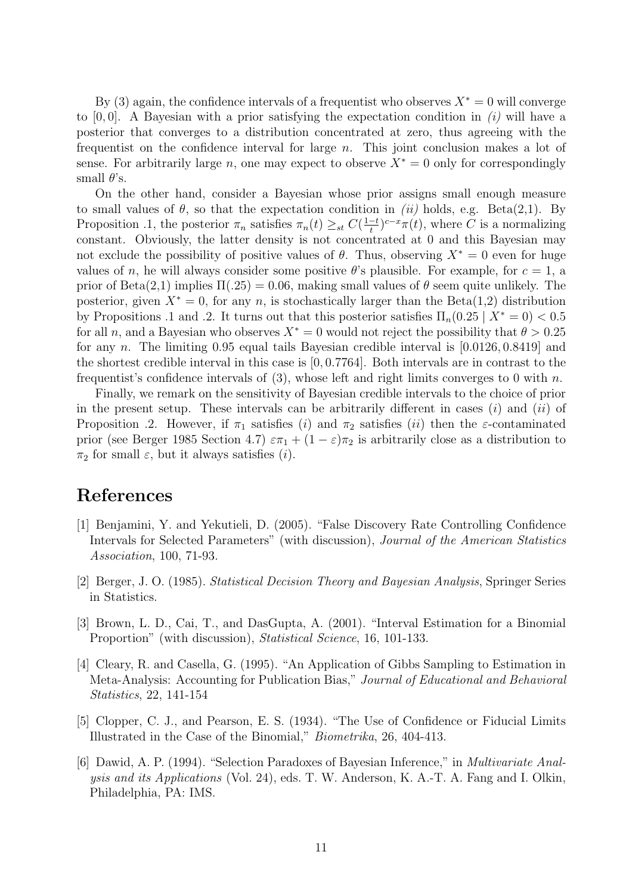By (3) again, the confidence intervals of a frequentist who observes $X^* = 0$ will converge to $[0, 0]$. A Bayesian with a prior satisfying the expectation condition in *(i)* will have a posterior that converges to a distribution concentrated at zero, thus agreeing with the frequentist on the confidence interval for large $n$. This joint conclusion makes a lot of sense. For arbitrarily large $n$, one may expect to observe $X^* = 0$ only for correspondingly small $\theta$'s.

On the other hand, consider a Bayesian whose prior assigns small enough measure to small values of $\theta$, so that the expectation condition in *(ii)* holds, e.g. Beta(2,1). By Proposition .1, the posterior $\pi_n$ satisfies $\pi_n(t) \geq_{st} C(\frac{1-t}{t})^{c-x}\pi(t)$, where $C$ is a normalizing constant. Obviously, the latter density is not concentrated at 0 and this Bayesian may not exclude the possibility of positive values of $\theta$. Thus, observing $X^* = 0$ even for huge values of $n$, he will always consider some positive $\theta$'s plausible. For example, for $c = 1$, a prior of Beta(2,1) implies $\Pi(.25) = 0.06$, making small values of $\theta$ seem quite unlikely. The posterior, given $X^* = 0$, for any $n$, is stochastically larger than the Beta(1,2) distribution by Propositions .1 and .2. It turns out that this posterior satisfies $\Pi_n(0.25 \mid X^* = 0) < 0.5$ for all $n$, and a Bayesian who observes $X^* = 0$ would not reject the possibility that $\theta > 0.25$ for any $n$. The limiting 0.95 equal tails Bayesian credible interval is $[0.0126, 0.8419]$ and the shortest credible interval in this case is $[0, 0.7764]$. Both intervals are in contrast to the frequentist's confidence intervals of (3), whose left and right limits converges to 0 with $n$.

Finally, we remark on the sensitivity of Bayesian credible intervals to the choice of prior in the present setup. These intervals can be arbitrarily different in cases $(i)$ and $(ii)$ of Proposition .2. However, if $\pi_1$ satisfies $(i)$ and $\pi_2$ satisfies $(ii)$ then the $\varepsilon$-contaminated prior (see Berger 1985 Section 4.7) $\varepsilon\pi_1 + (1 - \varepsilon)\pi_2$ is arbitrarily close as a distribution to $\pi_2$ for small $\varepsilon$, but it always satisfies $(i)$.

## References

[1] Benjamini, Y. and Yekutieli, D. (2005). "False Discovery Rate Controlling Confidence Intervals for Selected Parameters" (with discussion), *Journal of the American Statistics Association*, 100, 71-93.

[2] Berger, J. O. (1985). *Statistical Decision Theory and Bayesian Analysis*, Springer Series in Statistics.

[3] Brown, L. D., Cai, T., and DasGupta, A. (2001). "Interval Estimation for a Binomial Proportion" (with discussion), *Statistical Science*, 16, 101-133.

[4] Cleary, R. and Casella, G. (1995). "An Application of Gibbs Sampling to Estimation in Meta-Analysis: Accounting for Publication Bias," *Journal of Educational and Behavioral Statistics*, 22, 141-154

[5] Clopper, C. J., and Pearson, E. S. (1934). "The Use of Confidence or Fiducial Limits Illustrated in the Case of the Binomial," *Biometrika*, 26, 404-413.

[6] Dawid, A. P. (1994). "Selection Paradoxes of Bayesian Inference," in *Multivariate Analysis and its Applications* (Vol. 24), eds. T. W. Anderson, K. A.-T. A. Fang and I. Olkin, Philadelphia, PA: IMS.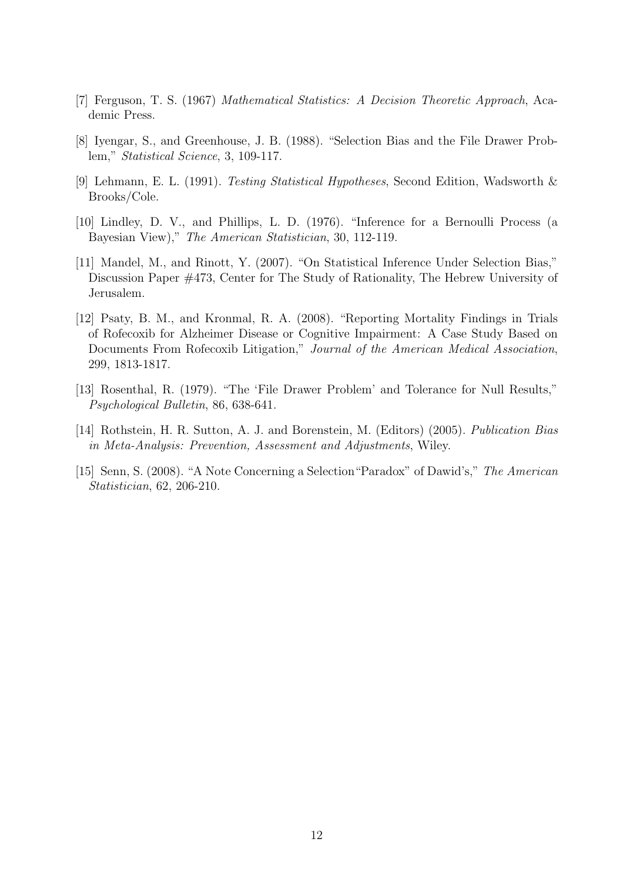[7] Ferguson, T. S. (1967) *Mathematical Statistics: A Decision Theoretic Approach*, Academic Press.

[8] Iyengar, S., and Greenhouse, J. B. (1988). "Selection Bias and the File Drawer Problem," *Statistical Science*, 3, 109-117.

[9] Lehmann, E. L. (1991). *Testing Statistical Hypotheses*, Second Edition, Wadsworth & Brooks/Cole.

[10] Lindley, D. V., and Phillips, L. D. (1976). "Inference for a Bernoulli Process (a Bayesian View)," *The American Statistician*, 30, 112-119.

[11] Mandel, M., and Rinott, Y. (2007). "On Statistical Inference Under Selection Bias," Discussion Paper #473, Center for The Study of Rationality, The Hebrew University of Jerusalem.

[12] Psaty, B. M., and Kronmal, R. A. (2008). "Reporting Mortality Findings in Trials of Rofecoxib for Alzheimer Disease or Cognitive Impairment: A Case Study Based on Documents From Rofecoxib Litigation," *Journal of the American Medical Association*, 299, 1813-1817.

[13] Rosenthal, R. (1979). "The 'File Drawer Problem' and Tolerance for Null Results," *Psychological Bulletin*, 86, 638-641.

[14] Rothstein, H. R. Sutton, A. J. and Borenstein, M. (Editors) (2005). *Publication Bias in Meta-Analysis: Prevention, Assessment and Adjustments*, Wiley.

[15] Senn, S. (2008). "A Note Concerning a Selection"Paradox" of Dawid's," *The American Statistician*, 62, 206-210.